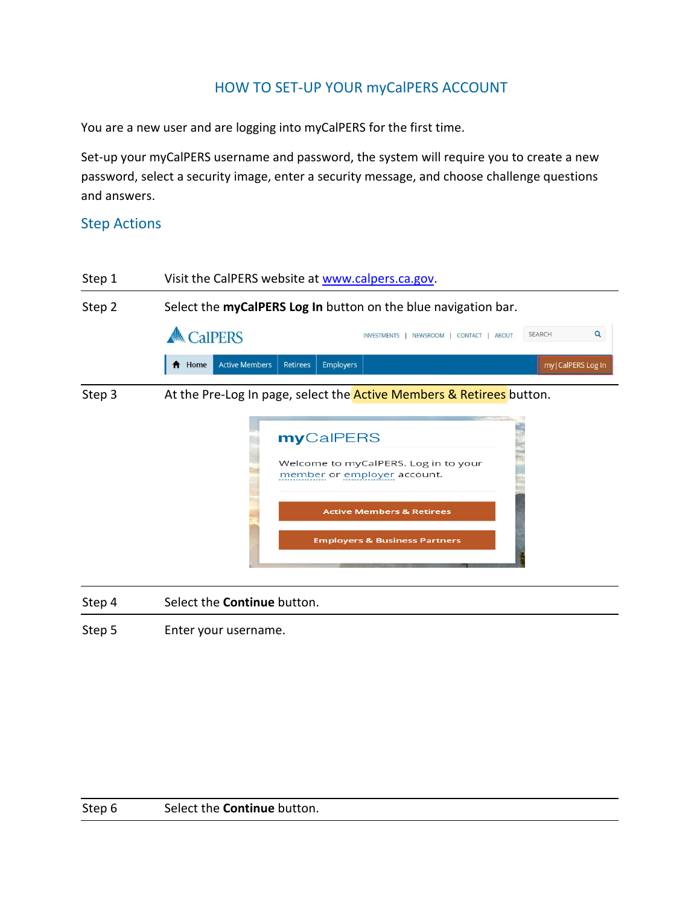# HOW TO SET-UP YOUR myCalPERS ACCOUNT

You are a new user and are logging into myCalPERS for the first time.

Set-up your myCalPERS username and password, the system will require you to create a new password, select a security image, enter a security message, and choose challenge questions and answers.

## Step Actions

| | |
|---|---|
| Step 1 | Visit the CalPERS website at www.calpers.ca.gov. |
| Step 2 | Select the **myCalPERS Log In** button on the blue navigation bar. |
| Step 3 | At the Pre-Log In page, select the Active Members & Retirees button. |
| Step 4 | Select the **Continue** button. |
| Step 5 | Enter your username. |
| Step 6 | Select the **Continue** button. |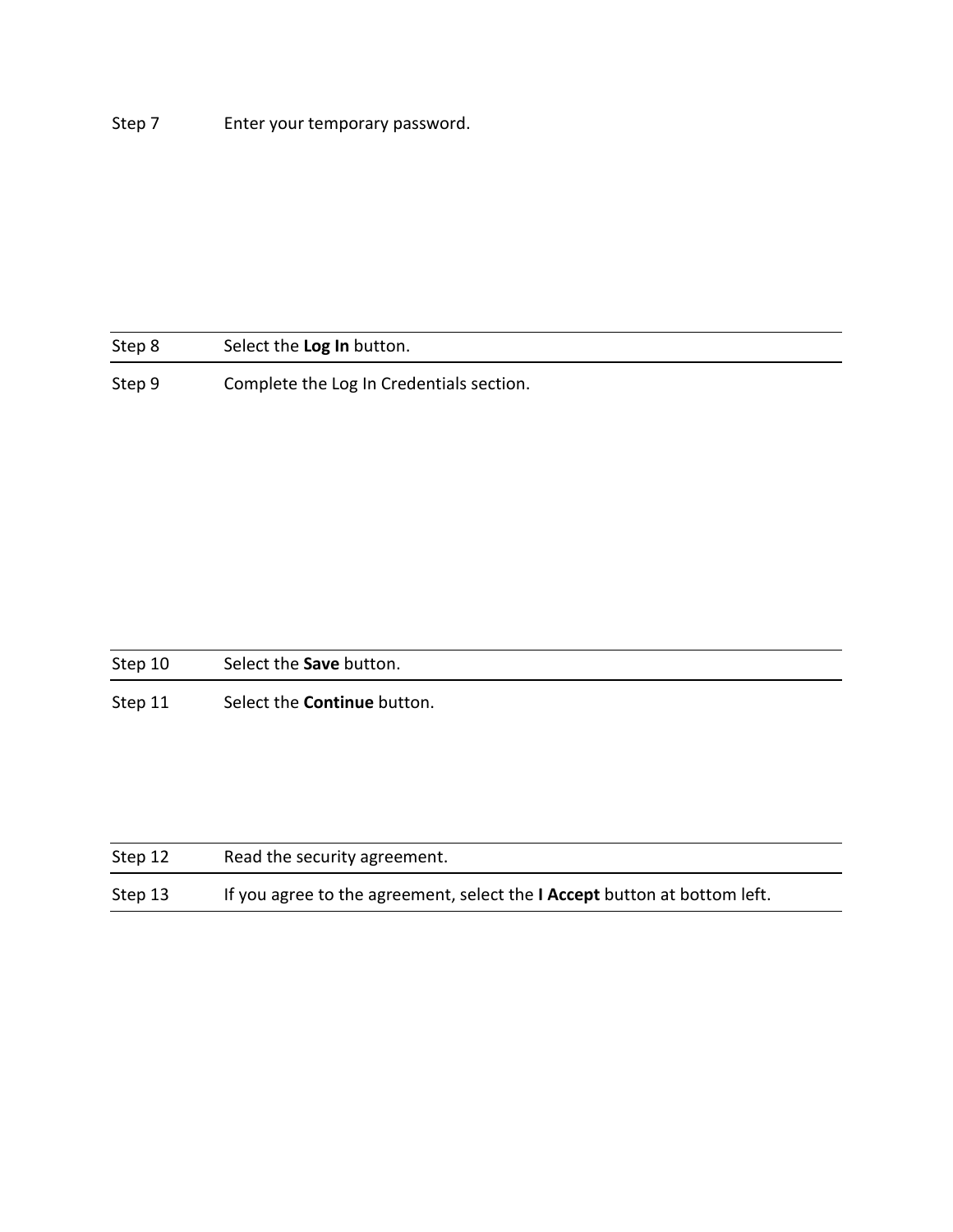| | |
|---|---|
| Step 7 | Enter your temporary password. |
| Step 8 | Select the **Log In** button. |
| Step 9 | Complete the Log In Credentials section. |
| Step 10 | Select the **Save** button. |
| Step 11 | Select the **Continue** button. |
| Step 12 | Read the security agreement. |
| Step 13 | If you agree to the agreement, select the **I Accept** button at bottom left. |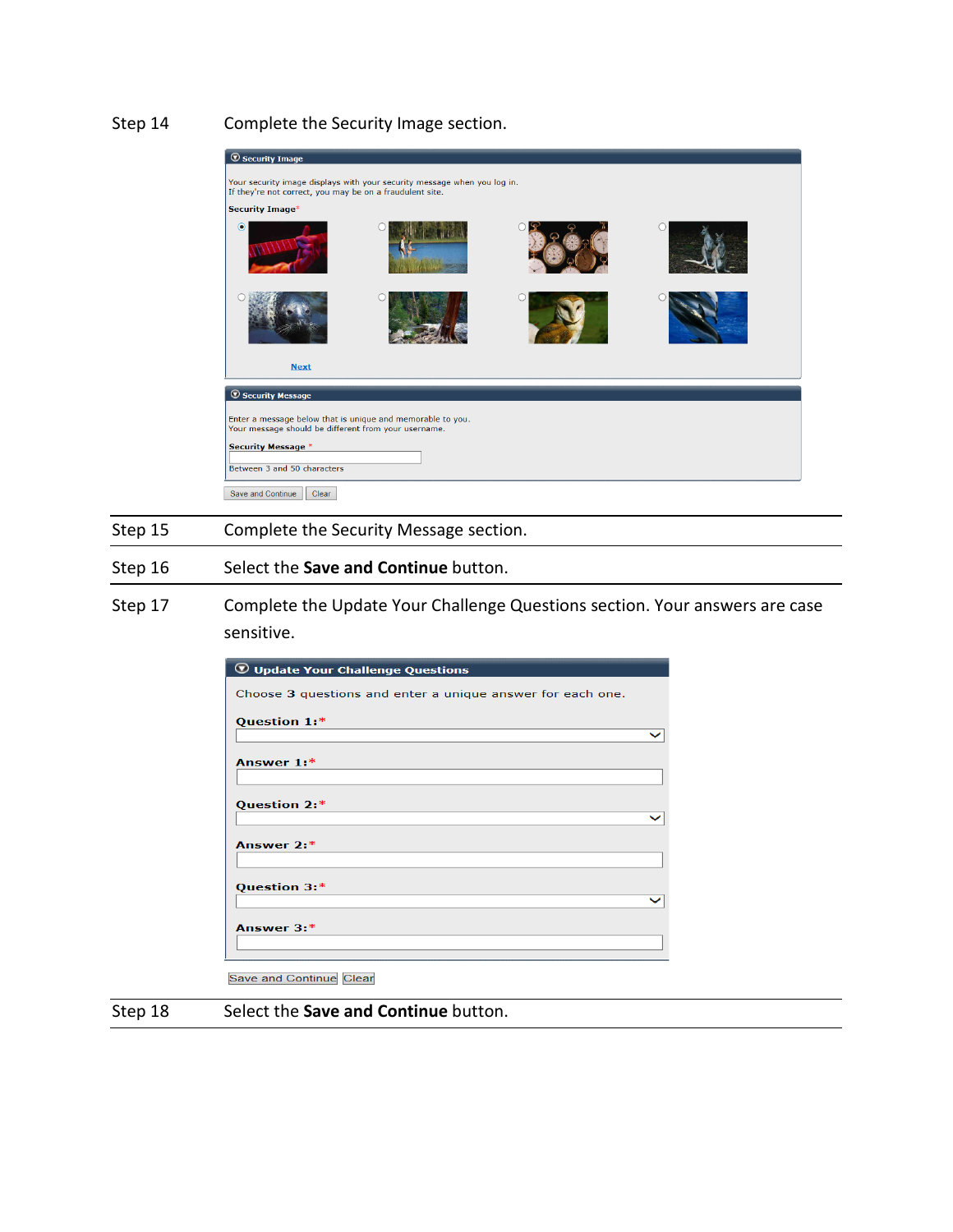Step 14 Complete the Security Image section.

**Security Image**

Your security image displays with your security message when you log in.
If they're not correct, you may be on a fraudulent site.

**Security Image***

Next

**Security Message**

Enter a message below that is unique and memorable to you.
Your message should be different from your username.

**Security Message** *

Between 3 and 50 characters

Save and Continue | Clear

Step 15 Complete the Security Message section.

Step 16 Select the **Save and Continue** button.

Step 17 Complete the Update Your Challenge Questions section. Your answers are case sensitive.

**Update Your Challenge Questions**

Choose 3 questions and enter a unique answer for each one.

**Question 1:***

**Answer 1:***

**Question 2:***

**Answer 2:***

**Question 3:***

**Answer 3:***

Save and Continue | Clear

Step 18 Select the **Save and Continue** button.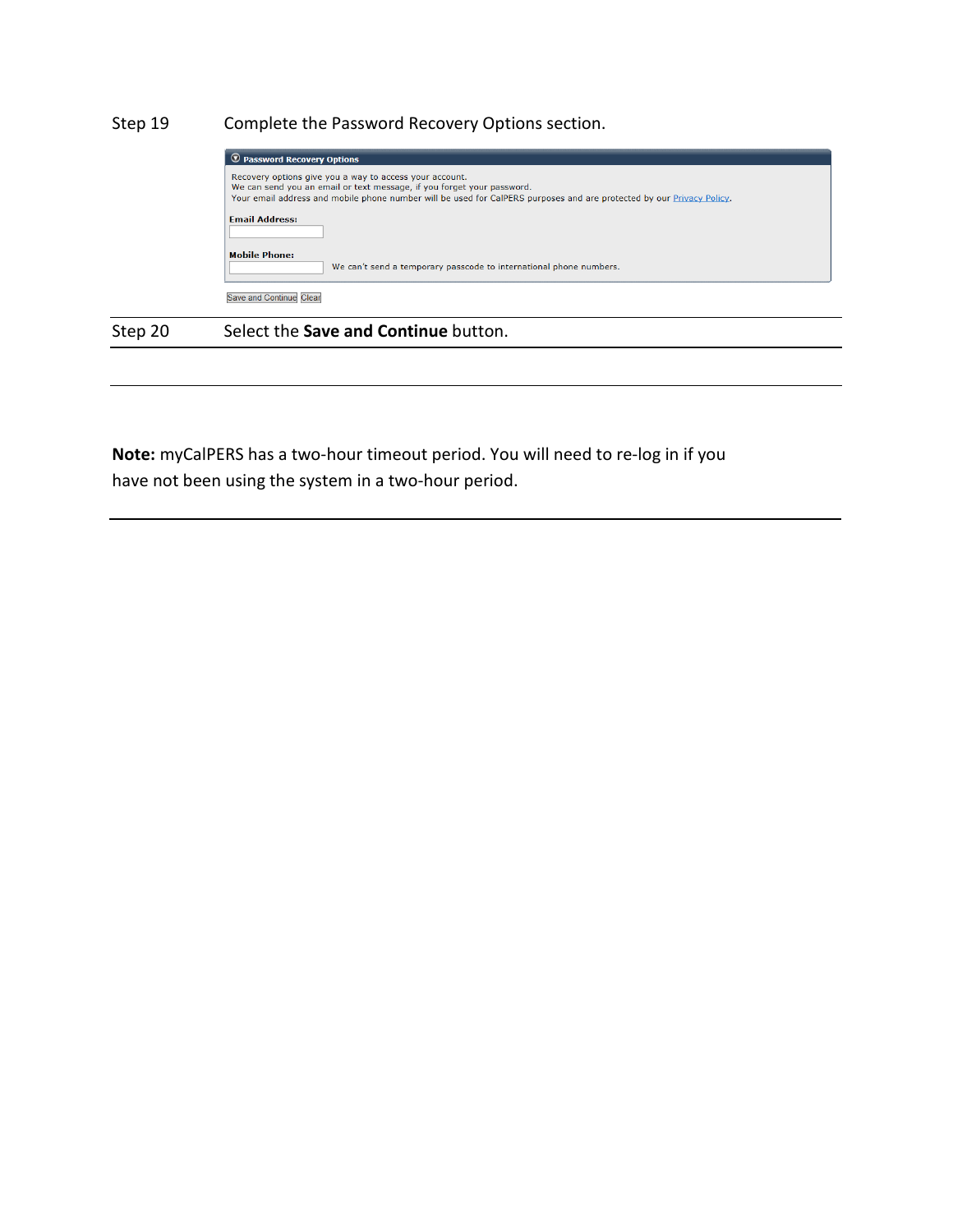Step 19 Complete the Password Recovery Options section.

**Password Recovery Options**

Recovery options give you a way to access your account.
We can send you an email or text message, if you forget your password.
Your email address and mobile phone number will be used for CalPERS purposes and are protected by our Privacy Policy.

**Email Address:**

**Mobile Phone:**

We can't send a temporary passcode to international phone numbers.

Save and Continue | Clear

Step 20 Select the **Save and Continue** button.

---

**Note:** myCalPERS has a two-hour timeout period. You will need to re-log in if you have not been using the system in a two-hour period.